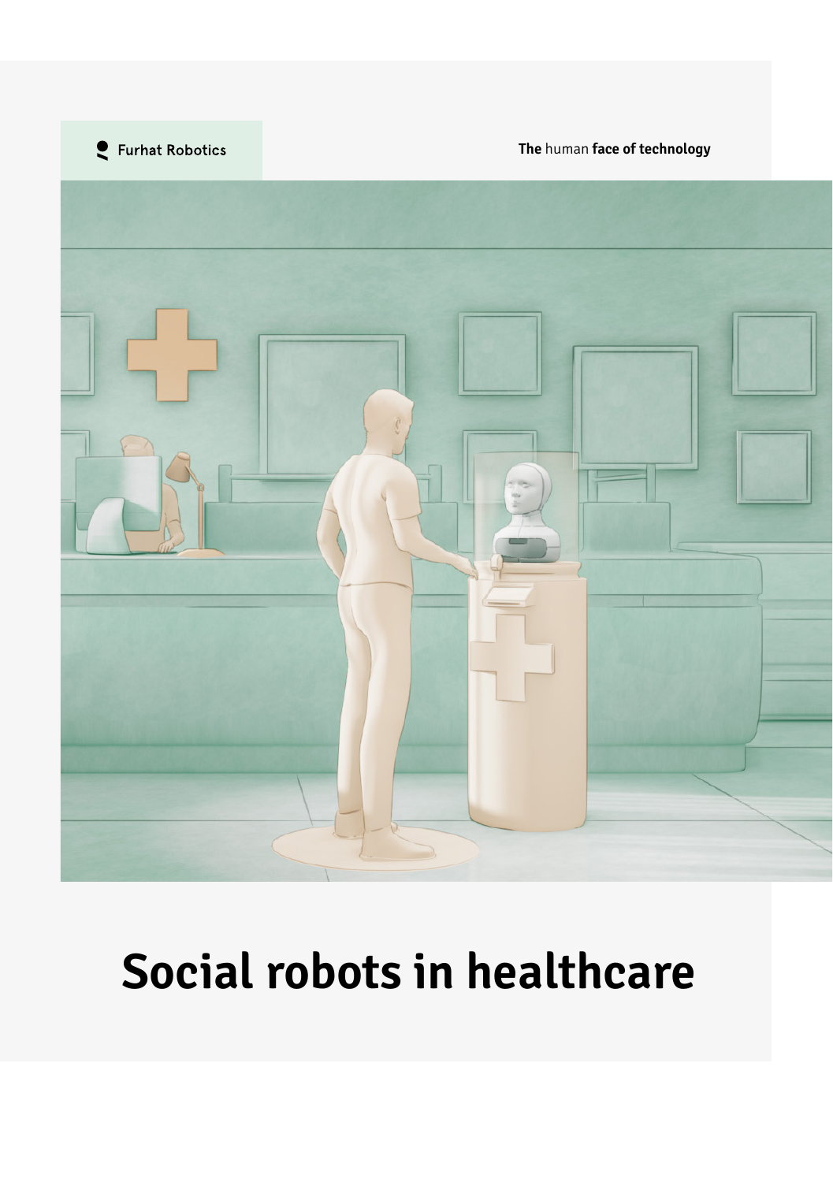Furhat Robotics

**The** human **face of technology**

# Social robots in healthcare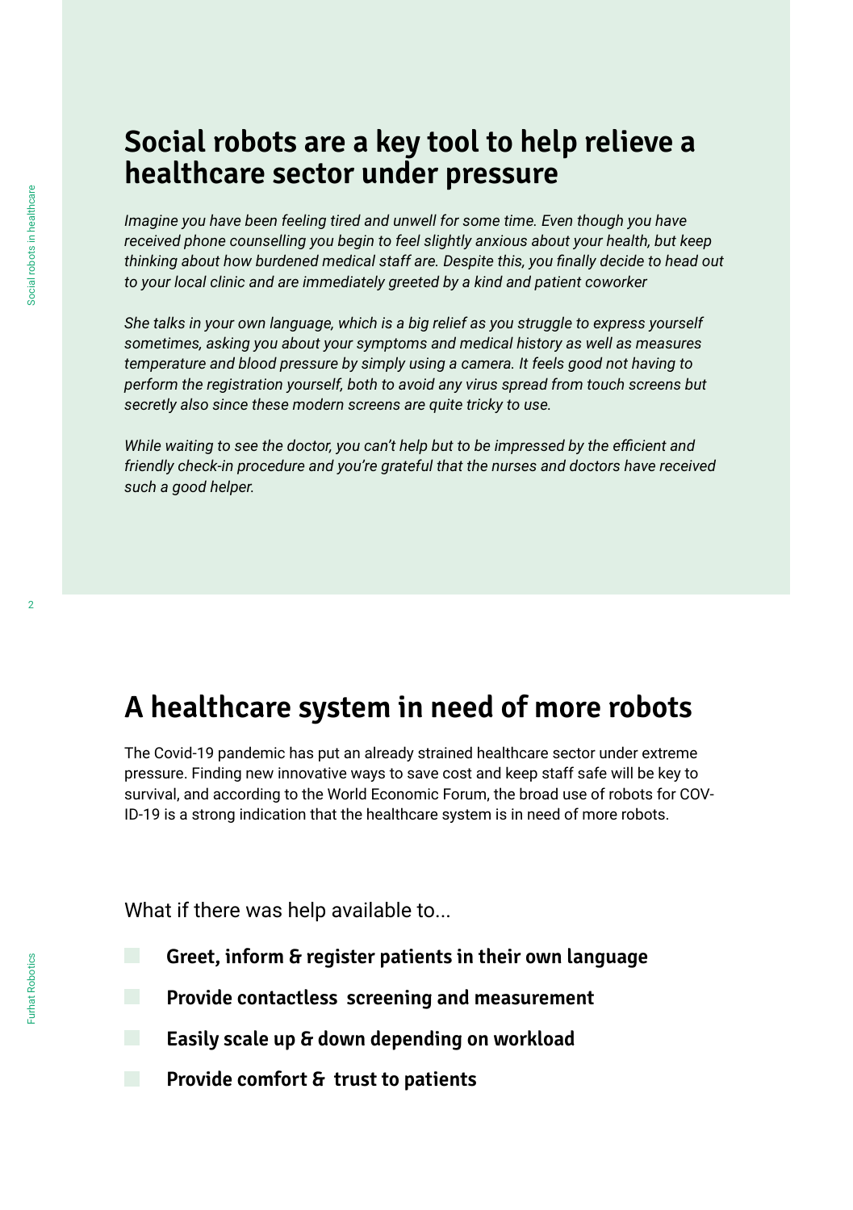## Social robots are a key tool to help relieve a healthcare sector under pressure

*Imagine you have been feeling tired and unwell for some time. Even though you have received phone counselling you begin to feel slightly anxious about your health, but keep thinking about how burdened medical staff are. Despite this, you finally decide to head out to your local clinic and are immediately greeted by a kind and patient coworker*

*She talks in your own language, which is a big relief as you struggle to express yourself sometimes, asking you about your symptoms and medical history as well as measures temperature and blood pressure by simply using a camera. It feels good not having to perform the registration yourself, both to avoid any virus spread from touch screens but secretly also since these modern screens are quite tricky to use.*

*While waiting to see the doctor, you can't help but to be impressed by the efficient and friendly check-in procedure and you're grateful that the nurses and doctors have received such a good helper.*

## A healthcare system in need of more robots

The Covid-19 pandemic has put an already strained healthcare sector under extreme pressure. Finding new innovative ways to save cost and keep staff safe will be key to survival, and according to the World Economic Forum, the broad use of robots for COVID-19 is a strong indication that the healthcare system is in need of more robots.

What if there was help available to...

- **Greet, inform & register patients in their own language**
- **Provide contactless screening and measurement**
- **Easily scale up & down depending on workload**
- **Provide comfort & trust to patients**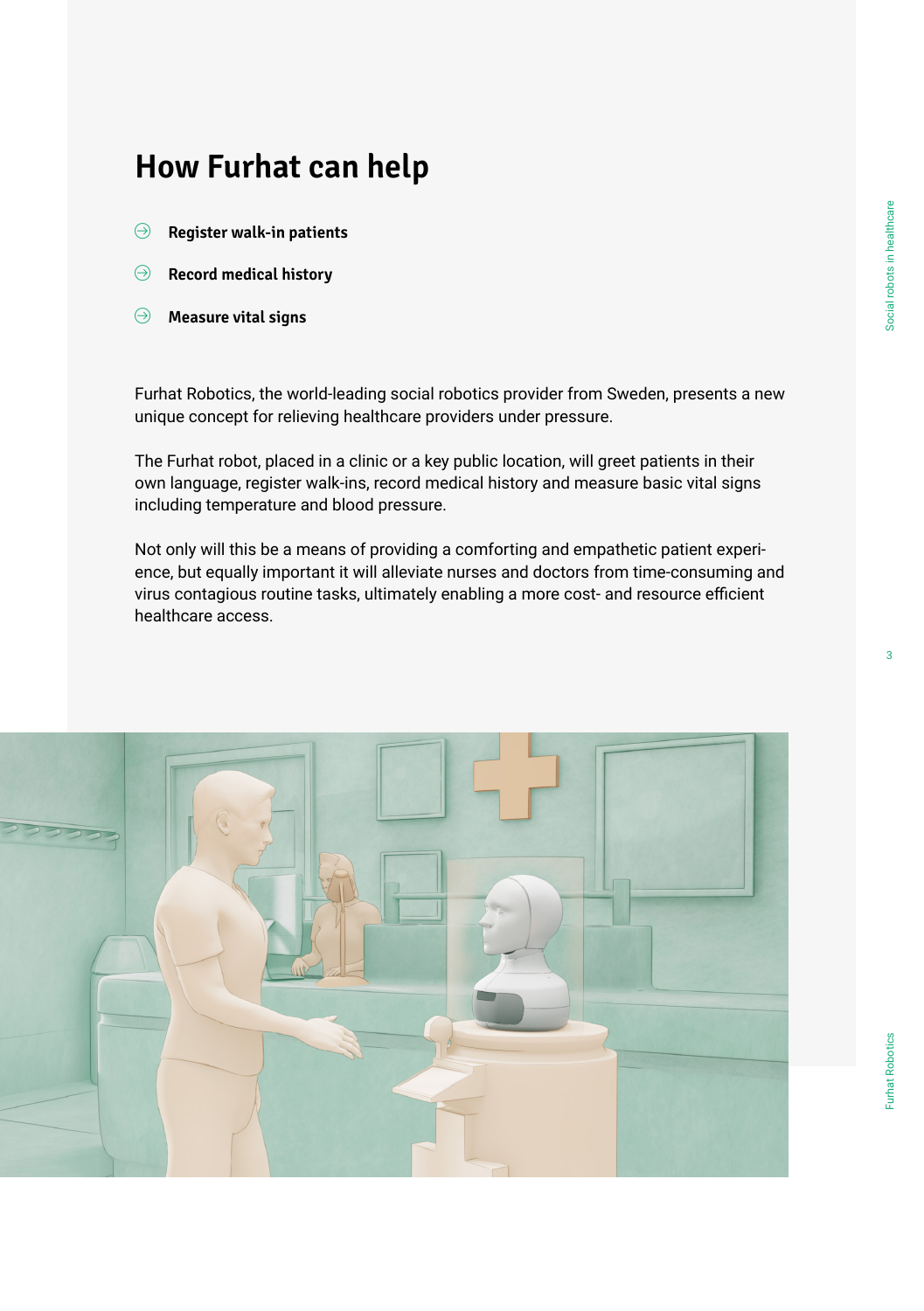# How Furhat can help

- **Register walk-in patients**
- **Record medical history**
- **Measure vital signs**

Furhat Robotics, the world-leading social robotics provider from Sweden, presents a new unique concept for relieving healthcare providers under pressure.

The Furhat robot, placed in a clinic or a key public location, will greet patients in their own language, register walk-ins, record medical history and measure basic vital signs including temperature and blood pressure.

Not only will this be a means of providing a comforting and empathetic patient experience, but equally important it will alleviate nurses and doctors from time-consuming and virus contagious routine tasks, ultimately enabling a more cost- and resource efficient healthcare access.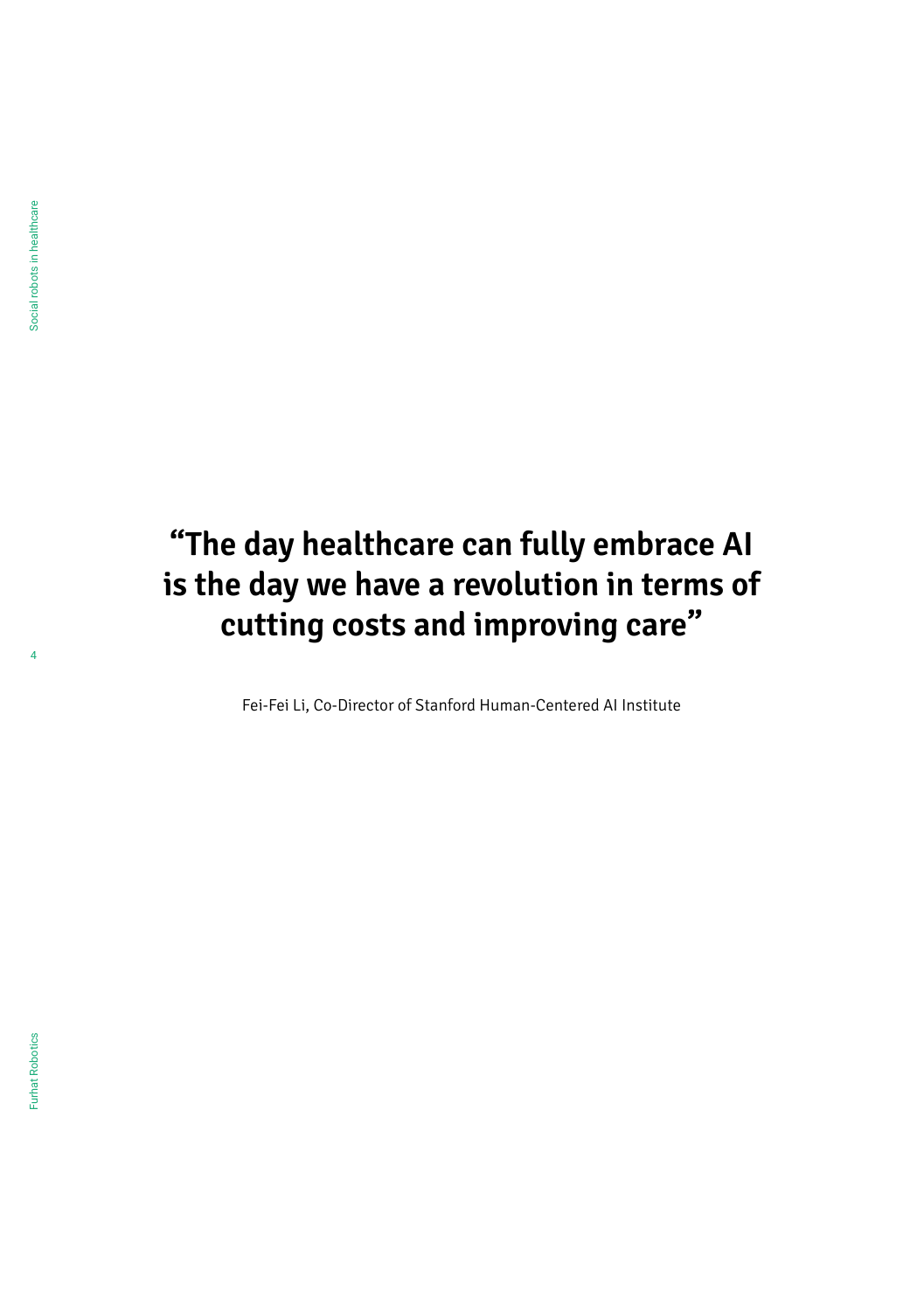**“The day healthcare can fully embrace AI is the day we have a revolution in terms of cutting costs and improving care”**

Fei-Fei Li, Co-Director of Stanford Human-Centered AI Institute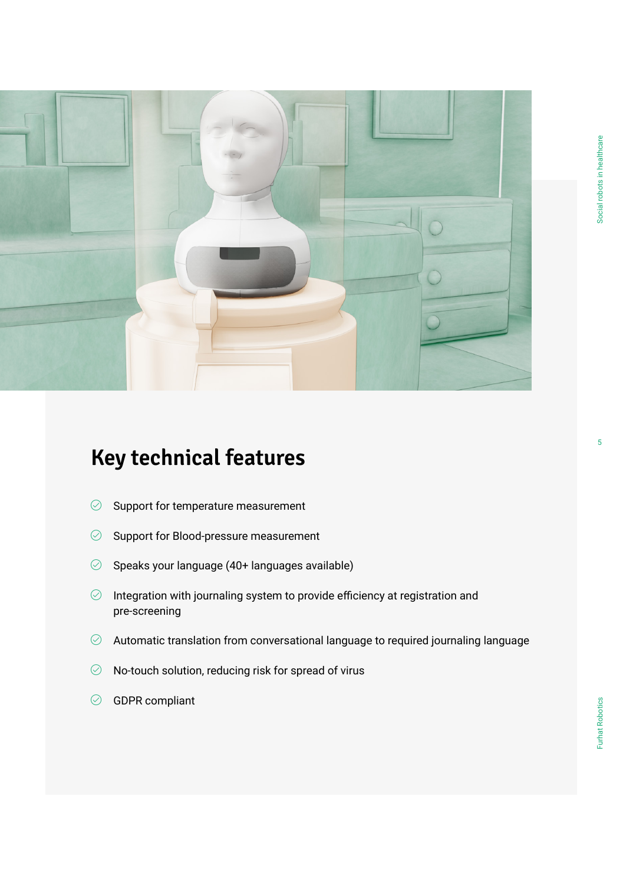## Key technical features

- Support for temperature measurement
- Support for Blood-pressure measurement
- Speaks your language (40+ languages available)
- Integration with journaling system to provide efficiency at registration and pre-screening
- Automatic translation from conversational language to required journaling language
- No-touch solution, reducing risk for spread of virus
- GDPR compliant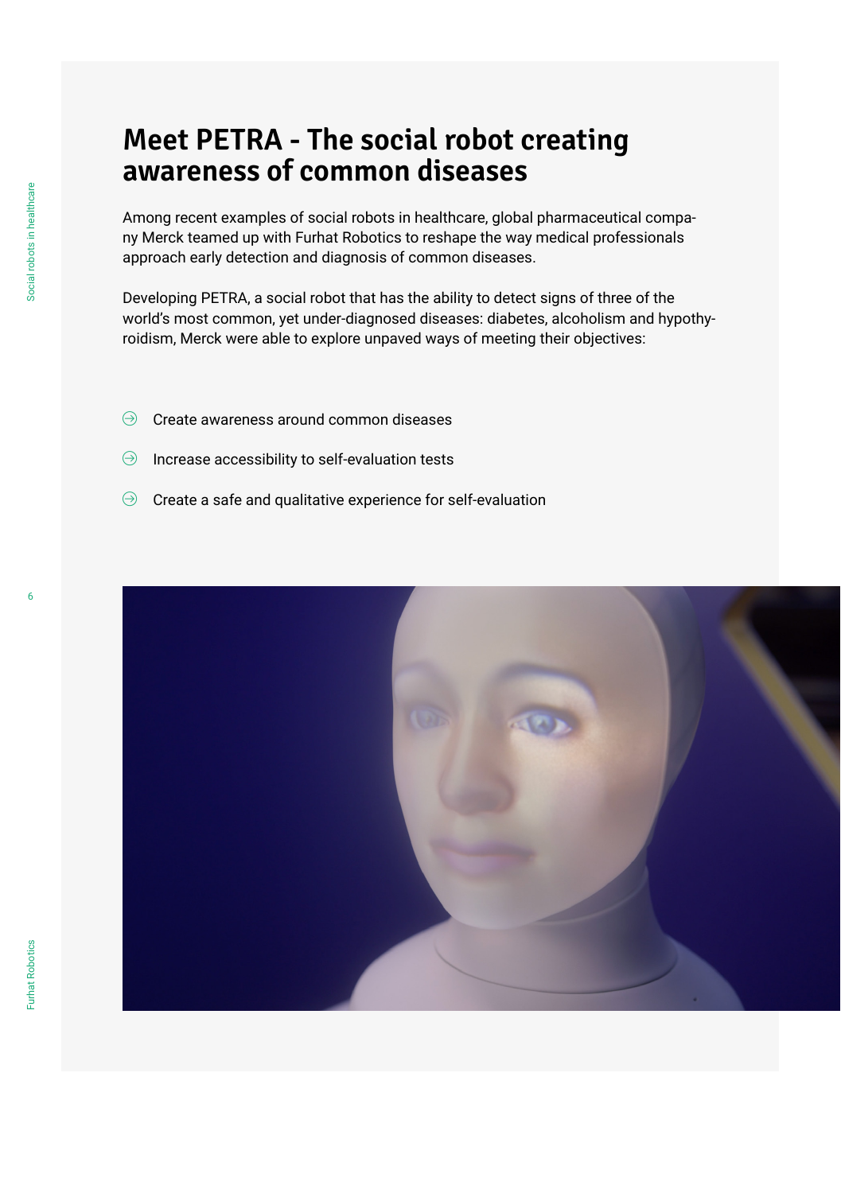# Meet PETRA - The social robot creating awareness of common diseases

Among recent examples of social robots in healthcare, global pharmaceutical company Merck teamed up with Furhat Robotics to reshape the way medical professionals approach early detection and diagnosis of common diseases.

Developing PETRA, a social robot that has the ability to detect signs of three of the world's most common, yet under-diagnosed diseases: diabetes, alcoholism and hypothyroidism, Merck were able to explore unpaved ways of meeting their objectives:

- Create awareness around common diseases
- Increase accessibility to self-evaluation tests
- Create a safe and qualitative experience for self-evaluation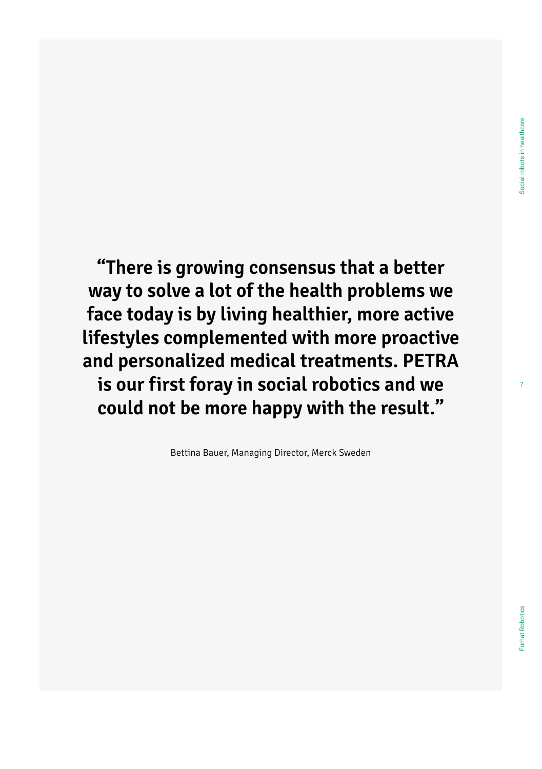**“There is growing consensus that a better way to solve a lot of the health problems we face today is by living healthier, more active lifestyles complemented with more proactive and personalized medical treatments. PETRA is our first foray in social robotics and we could not be more happy with the result.”**

Bettina Bauer, Managing Director, Merck Sweden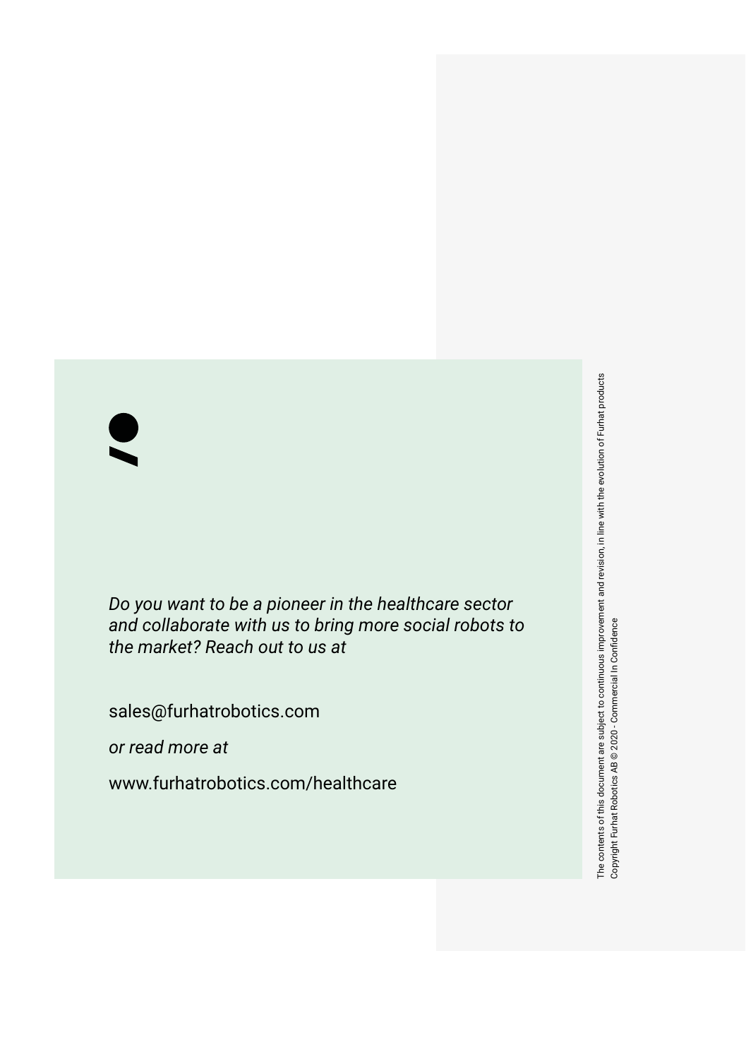*Do you want to be a pioneer in the healthcare sector and collaborate with us to bring more social robots to the market? Reach out to us at*

sales@furhatrobotics.com

*or read more at*

www.furhatrobotics.com/healthcare

The contents of this document are subject to continuous improvement and revision, in line with the evolution of Furhat products
Copyright Furhat Robotics AB © 2020 - Commercial In Confidence